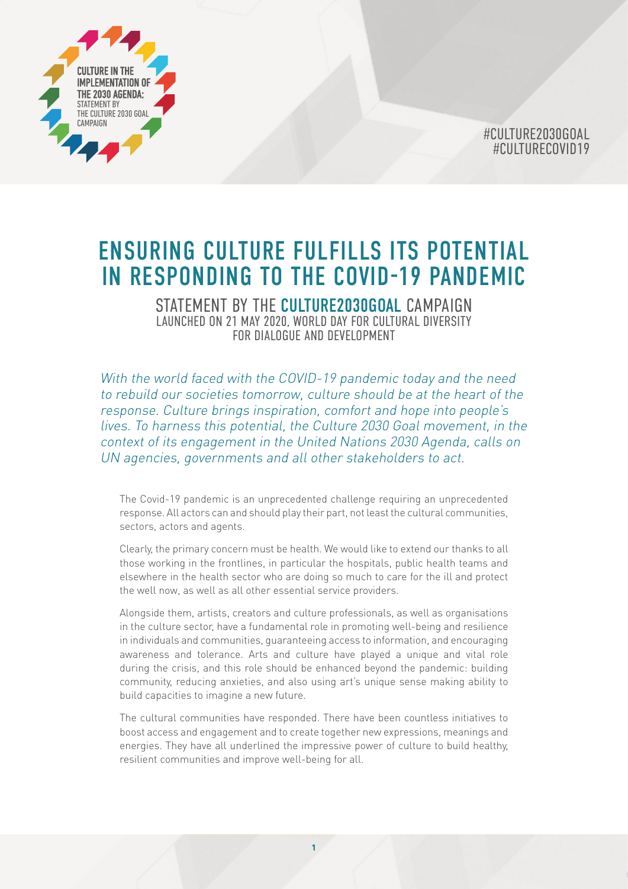CULTURE IN THE IMPLEMENTATION OF THE 2030 AGENDA: STATEMENT BY THE CULTURE 2030 GOAL CAMPAIGN

#CULTURE2030GOAL
#CULTURECOVID19

# ENSURING CULTURE FULFILLS ITS POTENTIAL IN RESPONDING TO THE COVID-19 PANDEMIC

## STATEMENT BY THE CULTURE2030GOAL CAMPAIGN

LAUNCHED ON 21 MAY 2020, WORLD DAY FOR CULTURAL DIVERSITY FOR DIALOGUE AND DEVELOPMENT

*With the world faced with the COVID-19 pandemic today and the need to rebuild our societies tomorrow, culture should be at the heart of the response. Culture brings inspiration, comfort and hope into people's lives. To harness this potential, the Culture 2030 Goal movement, in the context of its engagement in the United Nations 2030 Agenda, calls on UN agencies, governments and all other stakeholders to act.*

The Covid-19 pandemic is an unprecedented challenge requiring an unprecedented response. All actors can and should play their part, not least the cultural communities, sectors, actors and agents.

Clearly, the primary concern must be health. We would like to extend our thanks to all those working in the frontlines, in particular the hospitals, public health teams and elsewhere in the health sector who are doing so much to care for the ill and protect the well now, as well as all other essential service providers.

Alongside them, artists, creators and culture professionals, as well as organisations in the culture sector, have a fundamental role in promoting well-being and resilience in individuals and communities, guaranteeing access to information, and encouraging awareness and tolerance. Arts and culture have played a unique and vital role during the crisis, and this role should be enhanced beyond the pandemic: building community, reducing anxieties, and also using art's unique sense making ability to build capacities to imagine a new future.

The cultural communities have responded. There have been countless initiatives to boost access and engagement and to create together new expressions, meanings and energies. They have all underlined the impressive power of culture to build healthy, resilient communities and improve well-being for all.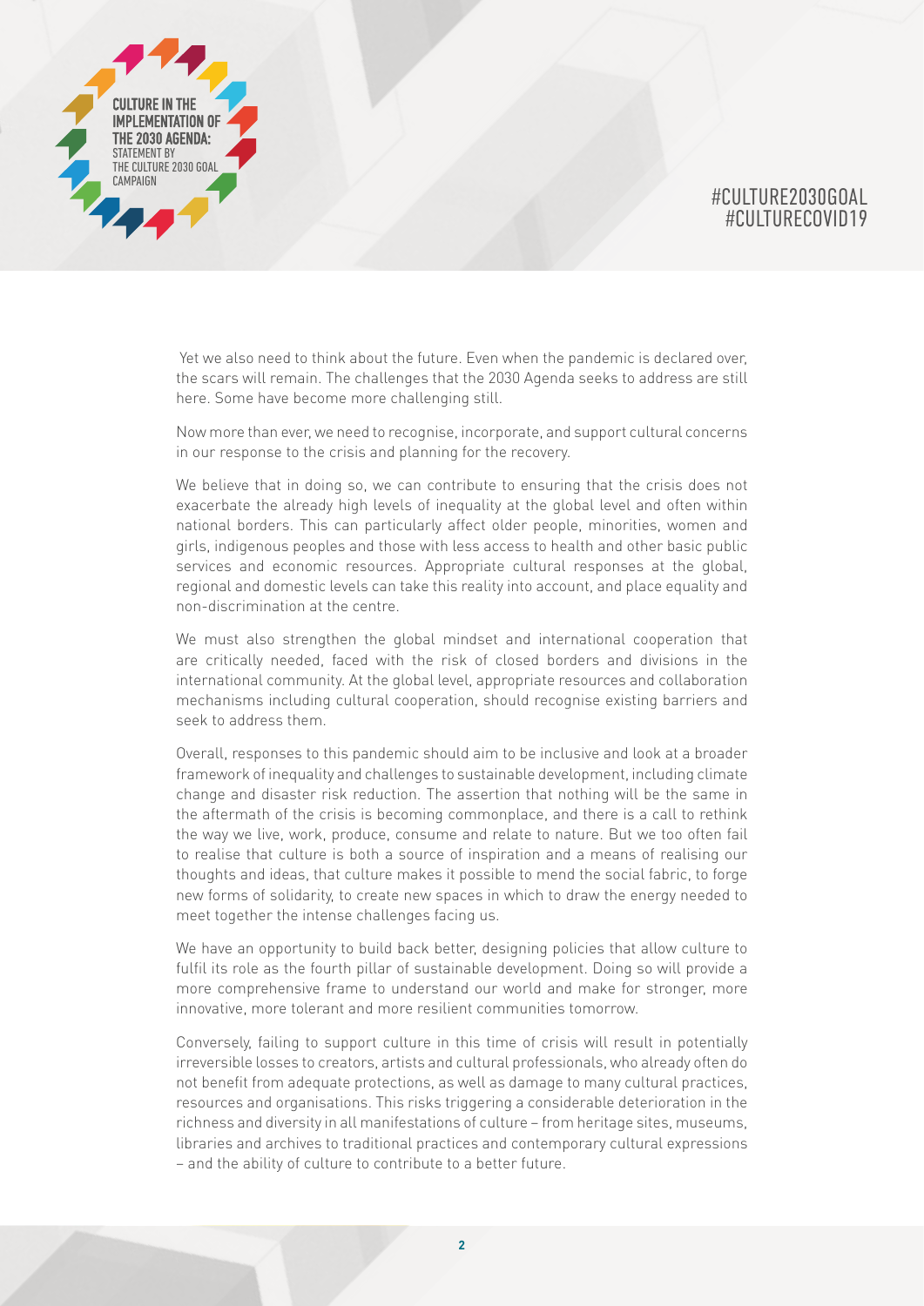Yet we also need to think about the future. Even when the pandemic is declared over, the scars will remain. The challenges that the 2030 Agenda seeks to address are still here. Some have become more challenging still.

Now more than ever, we need to recognise, incorporate, and support cultural concerns in our response to the crisis and planning for the recovery.

We believe that in doing so, we can contribute to ensuring that the crisis does not exacerbate the already high levels of inequality at the global level and often within national borders. This can particularly affect older people, minorities, women and girls, indigenous peoples and those with less access to health and other basic public services and economic resources. Appropriate cultural responses at the global, regional and domestic levels can take this reality into account, and place equality and non-discrimination at the centre.

We must also strengthen the global mindset and international cooperation that are critically needed, faced with the risk of closed borders and divisions in the international community. At the global level, appropriate resources and collaboration mechanisms including cultural cooperation, should recognise existing barriers and seek to address them.

Overall, responses to this pandemic should aim to be inclusive and look at a broader framework of inequality and challenges to sustainable development, including climate change and disaster risk reduction. The assertion that nothing will be the same in the aftermath of the crisis is becoming commonplace, and there is a call to rethink the way we live, work, produce, consume and relate to nature. But we too often fail to realise that culture is both a source of inspiration and a means of realising our thoughts and ideas, that culture makes it possible to mend the social fabric, to forge new forms of solidarity, to create new spaces in which to draw the energy needed to meet together the intense challenges facing us.

We have an opportunity to build back better, designing policies that allow culture to fulfil its role as the fourth pillar of sustainable development. Doing so will provide a more comprehensive frame to understand our world and make for stronger, more innovative, more tolerant and more resilient communities tomorrow.

Conversely, failing to support culture in this time of crisis will result in potentially irreversible losses to creators, artists and cultural professionals, who already often do not benefit from adequate protections, as well as damage to many cultural practices, resources and organisations. This risks triggering a considerable deterioration in the richness and diversity in all manifestations of culture – from heritage sites, museums, libraries and archives to traditional practices and contemporary cultural expressions – and the ability of culture to contribute to a better future.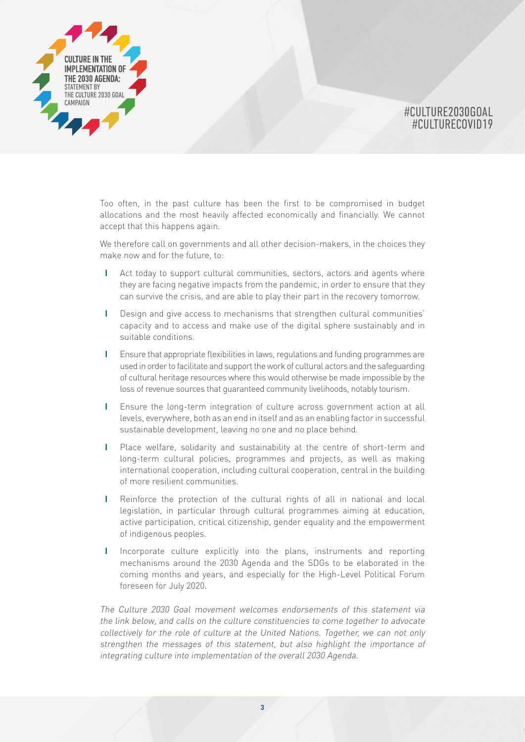Too often, in the past culture has been the first to be compromised in budget allocations and the most heavily affected economically and financially. We cannot accept that this happens again.

We therefore call on governments and all other decision-makers, in the choices they make now and for the future, to:

- Act today to support cultural communities, sectors, actors and agents where they are facing negative impacts from the pandemic, in order to ensure that they can survive the crisis, and are able to play their part in the recovery tomorrow.
- Design and give access to mechanisms that strengthen cultural communities' capacity and to access and make use of the digital sphere sustainably and in suitable conditions.
- Ensure that appropriate flexibilities in laws, regulations and funding programmes are used in order to facilitate and support the work of cultural actors and the safeguarding of cultural heritage resources where this would otherwise be made impossible by the loss of revenue sources that guaranteed community livelihoods, notably tourism.
- Ensure the long-term integration of culture across government action at all levels, everywhere, both as an end in itself and as an enabling factor in successful sustainable development, leaving no one and no place behind.
- Place welfare, solidarity and sustainability at the centre of short-term and long-term cultural policies, programmes and projects, as well as making international cooperation, including cultural cooperation, central in the building of more resilient communities.
- Reinforce the protection of the cultural rights of all in national and local legislation, in particular through cultural programmes aiming at education, active participation, critical citizenship, gender equality and the empowerment of indigenous peoples.
- Incorporate culture explicitly into the plans, instruments and reporting mechanisms around the 2030 Agenda and the SDGs to be elaborated in the coming months and years, and especially for the High-Level Political Forum foreseen for July 2020.

*The Culture 2030 Goal movement welcomes endorsements of this statement via the link below, and calls on the culture constituencies to come together to advocate collectively for the role of culture at the United Nations. Together, we can not only strengthen the messages of this statement, but also highlight the importance of integrating culture into implementation of the overall 2030 Agenda.*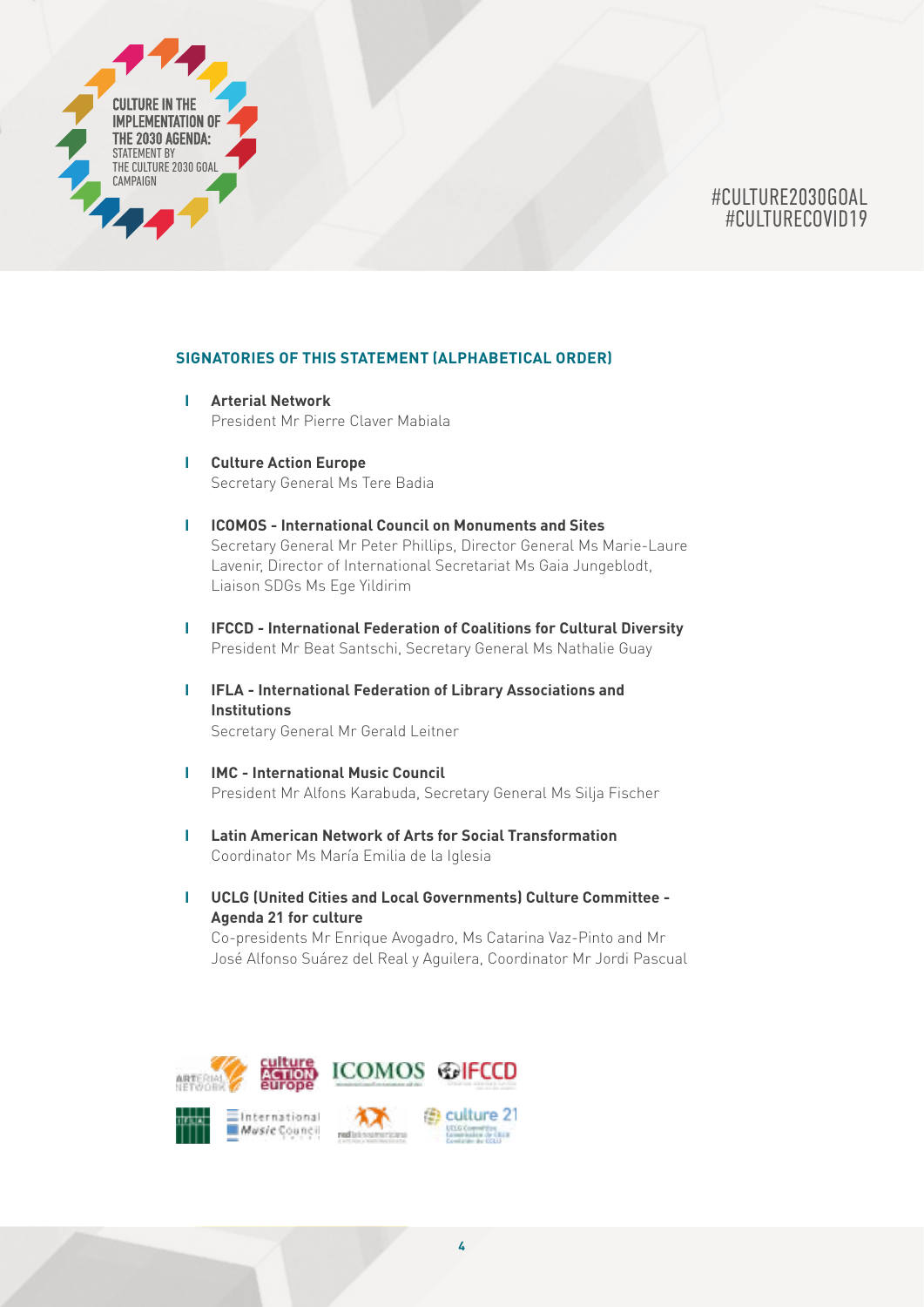## SIGNATORIES OF THIS STATEMENT (ALPHABETICAL ORDER)

- **Arterial Network**
  President Mr Pierre Claver Mabiala

- **Culture Action Europe**
  Secretary General Ms Tere Badia

- **ICOMOS - International Council on Monuments and Sites**
  Secretary General Mr Peter Phillips, Director General Ms Marie-Laure Lavenir, Director of International Secretariat Ms Gaia Jungeblodt, Liaison SDGs Ms Ege Yildirim

- **IFCCD - International Federation of Coalitions for Cultural Diversity**
  President Mr Beat Santschi, Secretary General Ms Nathalie Guay

- **IFLA - International Federation of Library Associations and Institutions**
  Secretary General Mr Gerald Leitner

- **IMC - International Music Council**
  President Mr Alfons Karabuda, Secretary General Ms Silja Fischer

- **Latin American Network of Arts for Social Transformation**
  Coordinator Ms María Emilia de la Iglesia

- **UCLG (United Cities and Local Governments) Culture Committee - Agenda 21 for culture**
  Co-presidents Mr Enrique Avogadro, Ms Catarina Vaz-Pinto and Mr José Alfonso Suárez del Real y Aguilera, Coordinator Mr Jordi Pascual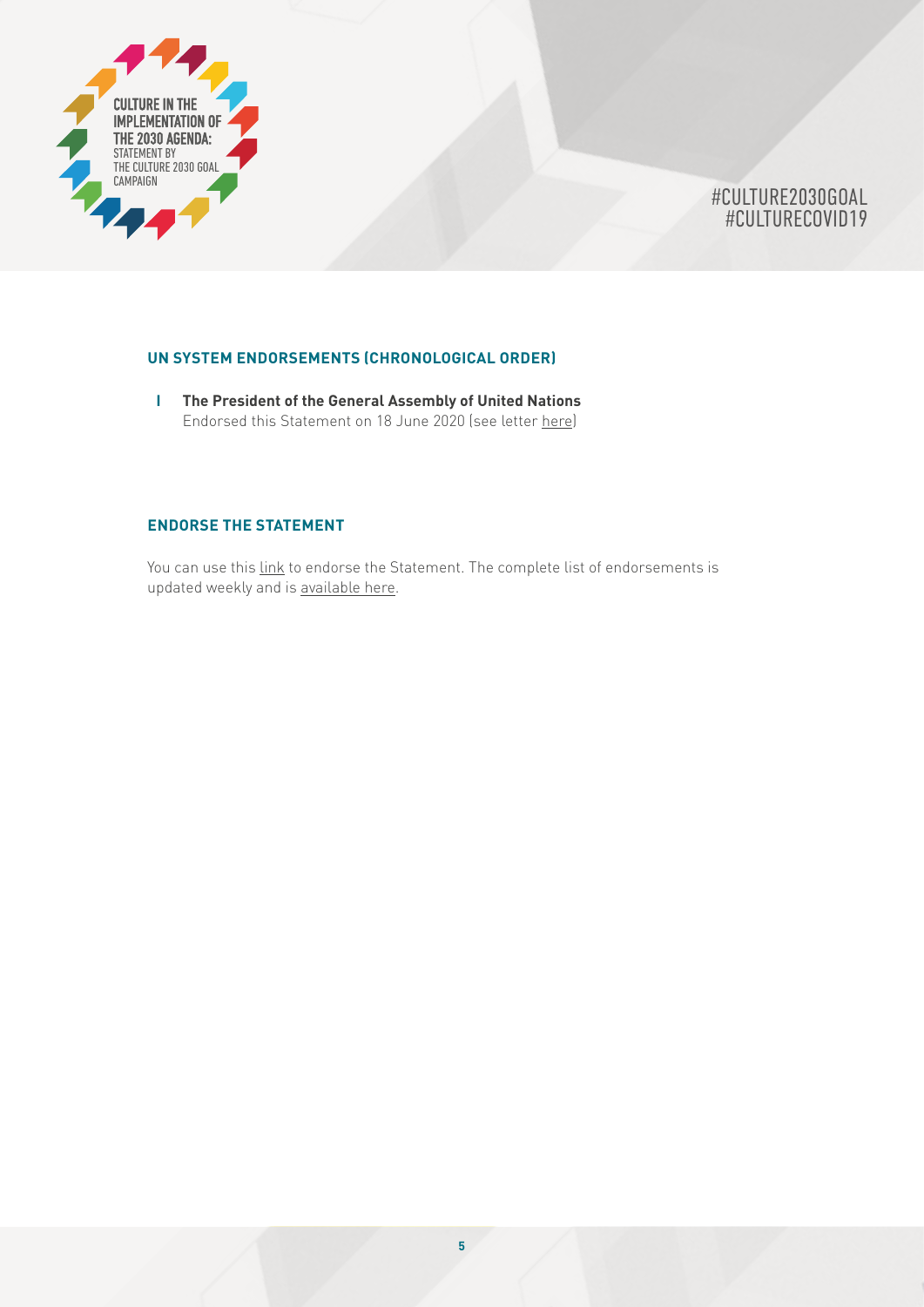## UN SYSTEM ENDORSEMENTS (CHRONOLOGICAL ORDER)

- **The President of the General Assembly of United Nations**
  Endorsed this Statement on 18 June 2020 (see letter here)

## ENDORSE THE STATEMENT

You can use this link to endorse the Statement. The complete list of endorsements is updated weekly and is available here.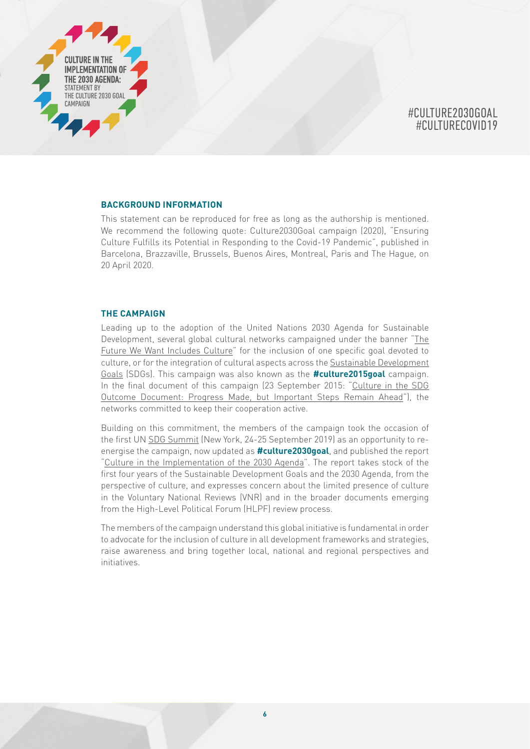CULTURE IN THE IMPLEMENTATION OF THE 2030 AGENDA: STATEMENT BY THE CULTURE 2030 GOAL CAMPAIGN

#CULTURE2030GOAL
#CULTURECOVID19

## BACKGROUND INFORMATION

This statement can be reproduced for free as long as the authorship is mentioned. We recommend the following quote: Culture2030Goal campaign (2020), "Ensuring Culture Fulfills its Potential in Responding to the Covid-19 Pandemic", published in Barcelona, Brazzaville, Brussels, Buenos Aires, Montreal, Paris and The Hague, on 20 April 2020.

## THE CAMPAIGN

Leading up to the adoption of the United Nations 2030 Agenda for Sustainable Development, several global cultural networks campaigned under the banner "The Future We Want Includes Culture" for the inclusion of one specific goal devoted to culture, or for the integration of cultural aspects across the Sustainable Development Goals (SDGs). This campaign was also known as the **#culture2015goal** campaign. In the final document of this campaign (23 September 2015: "Culture in the SDG Outcome Document: Progress Made, but Important Steps Remain Ahead"), the networks committed to keep their cooperation active.

Building on this commitment, the members of the campaign took the occasion of the first UN SDG Summit (New York, 24-25 September 2019) as an opportunity to re-energise the campaign, now updated as **#culture2030goal**, and published the report "Culture in the Implementation of the 2030 Agenda". The report takes stock of the first four years of the Sustainable Development Goals and the 2030 Agenda, from the perspective of culture, and expresses concern about the limited presence of culture in the Voluntary National Reviews (VNR) and in the broader documents emerging from the High-Level Political Forum (HLPF) review process.

The members of the campaign understand this global initiative is fundamental in order to advocate for the inclusion of culture in all development frameworks and strategies, raise awareness and bring together local, national and regional perspectives and initiatives.